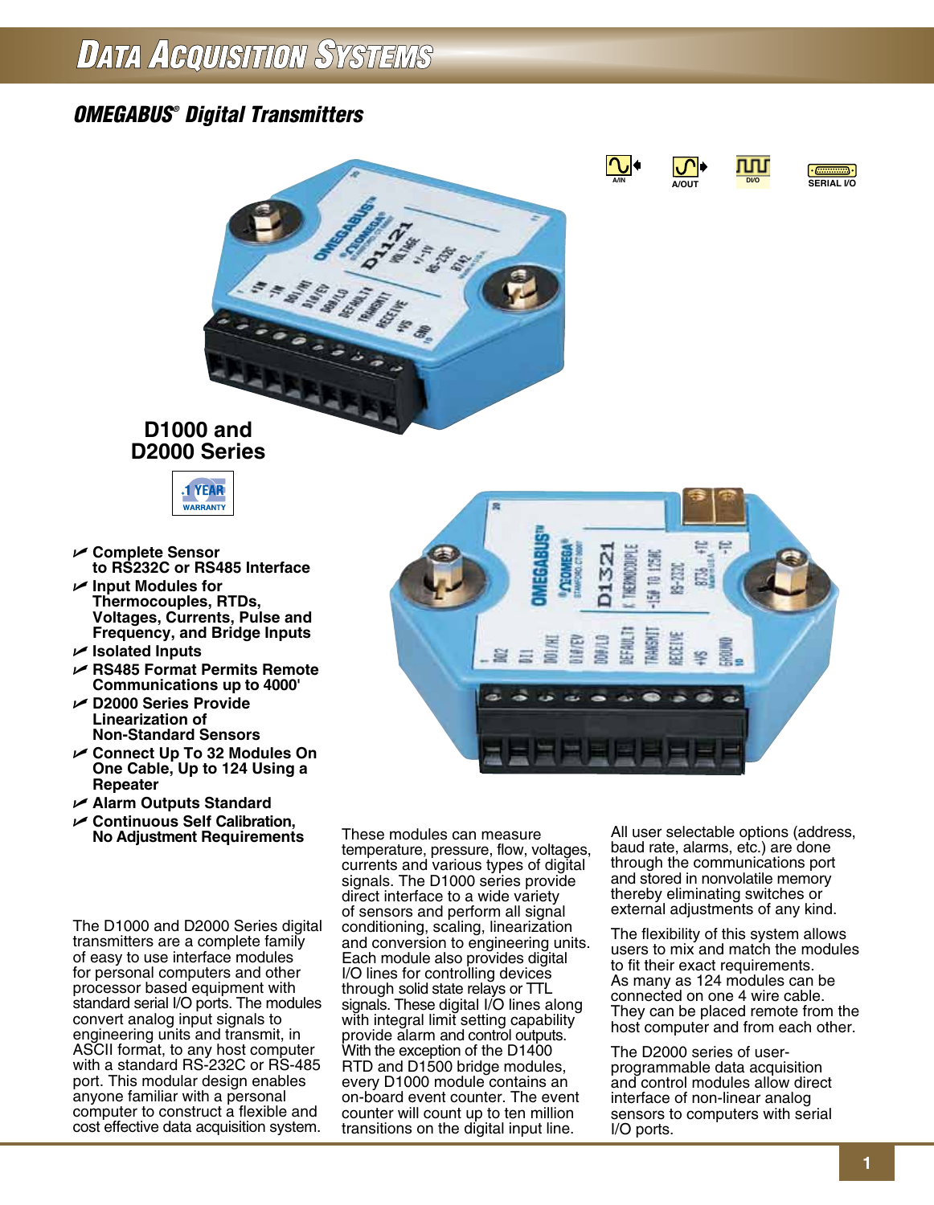# DATA ACQUISITION SYSTEMS

## OMEGABUS® Digital Transmitters

A/IN A/OUT D/O SERIAL I/O

### D1000 and D2000 Series

1 YEAR WARRANTY

- Complete Sensor to RS232C or RS485 Interface
- Input Modules for Thermocouples, RTDs, Voltages, Currents, Pulse and Frequency, and Bridge Inputs
- Isolated Inputs
- RS485 Format Permits Remote Communications up to 4000'
- D2000 Series Provide Linearization of Non-Standard Sensors
- Connect Up To 32 Modules On One Cable, Up to 124 Using a Repeater
- Alarm Outputs Standard
- Continuous Self Calibration, No Adjustment Requirements

The D1000 and D2000 Series digital transmitters are a complete family of easy to use interface modules for personal computers and other processor based equipment with standard serial I/O ports. The modules convert analog input signals to engineering units and transmit, in ASCII format, to any host computer with a standard RS-232C or RS-485 port. This modular design enables anyone familiar with a personal computer to construct a flexible and cost effective data acquisition system.

These modules can measure temperature, pressure, flow, voltages, currents and various types of digital signals. The D1000 series provide direct interface to a wide variety of sensors and perform all signal conditioning, scaling, linearization and conversion to engineering units. Each module also provides digital I/O lines for controlling devices through solid state relays or TTL signals. These digital I/O lines along with integral limit setting capability provide alarm and control outputs. With the exception of the D1400 RTD and D1500 bridge modules, every D1000 module contains an on-board event counter. The event counter will count up to ten million transitions on the digital input line.

All user selectable options (address, baud rate, alarms, etc.) are done through the communications port and stored in nonvolatile memory thereby eliminating switches or external adjustments of any kind.

The flexibility of this system allows users to mix and match the modules to fit their exact requirements. As many as 124 modules can be connected on one 4 wire cable. They can be placed remote from the host computer and from each other.

The D2000 series of user-programmable data acquisition and control modules allow direct interface of non-linear analog sensors to computers with serial I/O ports.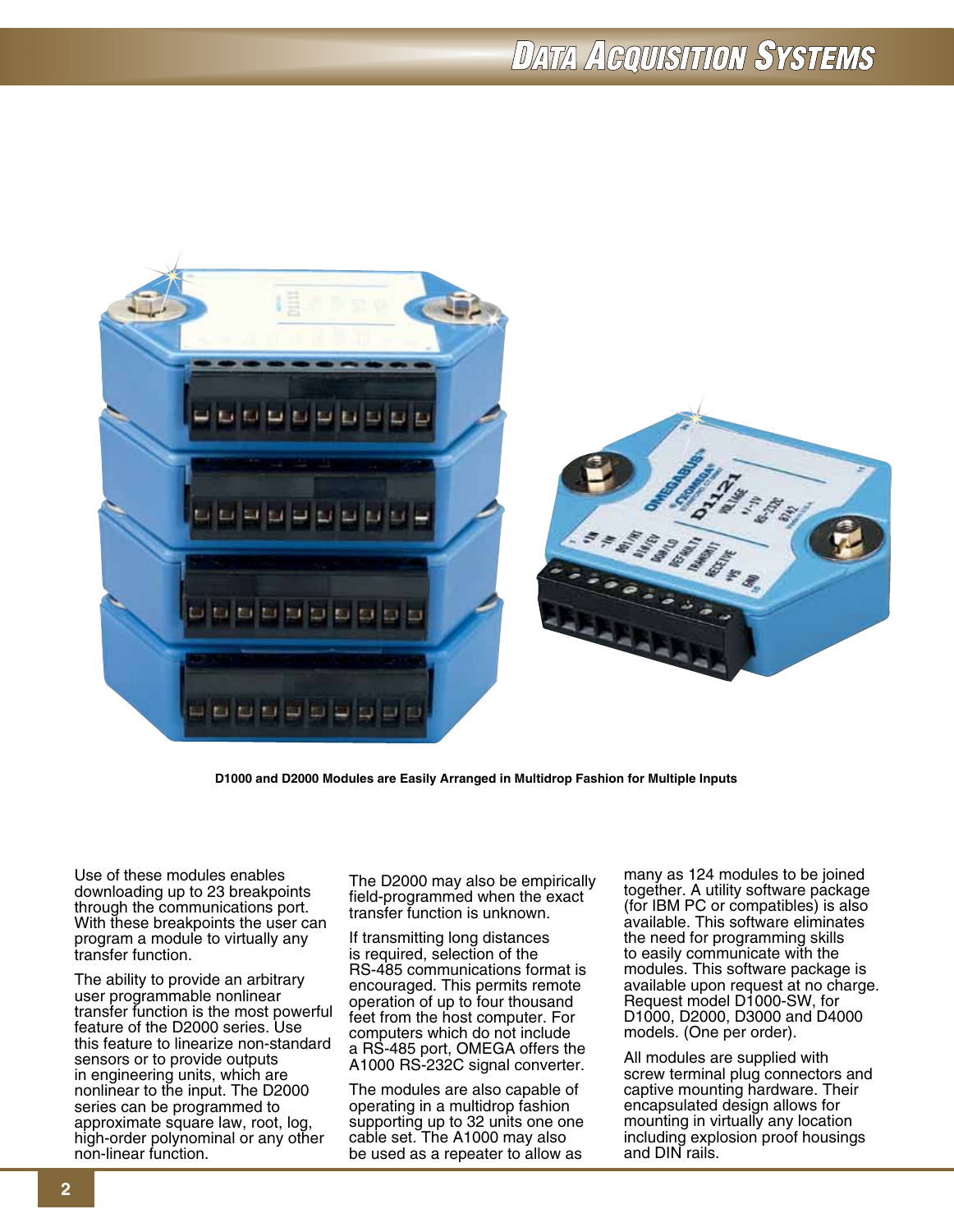D1000 and D2000 Modules are Easily Arranged in Multidrop Fashion for Multiple Inputs

Use of these modules enables downloading up to 23 breakpoints through the communications port. With these breakpoints the user can program a module to virtually any transfer function.

The ability to provide an arbitrary user programmable nonlinear transfer function is the most powerful feature of the D2000 series. Use this feature to linearize non-standard sensors or to provide outputs in engineering units, which are nonlinear to the input. The D2000 series can be programmed to approximate square law, root, log, high-order polynominal or any other non-linear function.

The D2000 may also be empirically field-programmed when the exact transfer function is unknown.

If transmitting long distances is required, selection of the RS-485 communications format is encouraged. This permits remote operation of up to four thousand feet from the host computer. For computers which do not include a RS-485 port, OMEGA offers the A1000 RS-232C signal converter.

The modules are also capable of operating in a multidrop fashion supporting up to 32 units one one cable set. The A1000 may also be used as a repeater to allow as many as 124 modules to be joined together. A utility software package (for IBM PC or compatibles) is also available. This software eliminates the need for programming skills to easily communicate with the modules. This software package is available upon request at no charge. Request model D1000-SW, for D1000, D2000, D3000 and D4000 models. (One per order).

All modules are supplied with screw terminal plug connectors and captive mounting hardware. Their encapsulated design allows for mounting in virtually any location including explosion proof housings and DIN rails.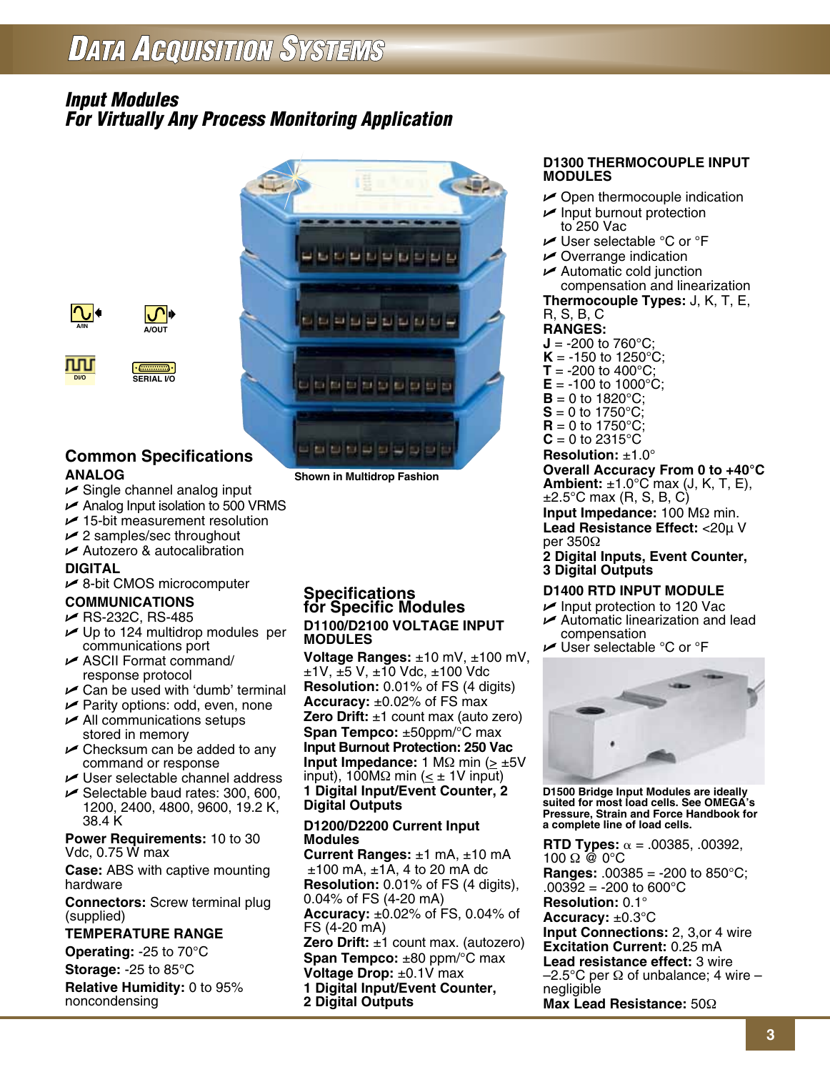# Input Modules
## For Virtually Any Process Monitoring Application

A/IN A/OUT DI/O SERIAL I/O

Shown in Multidrop Fashion

## Common Specifications

### ANALOG

- Single channel analog input
- Analog Input isolation to 500 VRMS
- 15-bit measurement resolution
- 2 samples/sec throughout
- Autozero & autocalibration

### DIGITAL

- 8-bit CMOS microcomputer

### COMMUNICATIONS

- RS-232C, RS-485
- Up to 124 multidrop modules per communications port
- ASCII Format command/ response protocol
- Can be used with 'dumb' terminal
- Parity options: odd, even, none
- All communications setups stored in memory
- Checksum can be added to any command or response
- User selectable channel address
- Selectable baud rates: 300, 600, 1200, 2400, 4800, 9600, 19.2 K, 38.4 K

**Power Requirements:** 10 to 30 Vdc, 0.75 W max

**Case:** ABS with captive mounting hardware

**Connectors:** Screw terminal plug (supplied)

### TEMPERATURE RANGE

**Operating:** -25 to 70°C

**Storage:** -25 to 85°C

**Relative Humidity:** 0 to 95% noncondensing

## Specifications for Specific Modules

### D1100/D2100 VOLTAGE INPUT MODULES

**Voltage Ranges:** ±10 mV, ±100 mV, ±1V, ±5 V, ±10 Vdc, ±100 Vdc

**Resolution:** 0.01% of FS (4 digits)

**Accuracy:** ±0.02% of FS max

**Zero Drift:** ±1 count max (auto zero)

**Span Tempco:** ±50ppm/°C max

**Input Burnout Protection: 250 Vac**

**Input Impedance:** 1 MΩ min (≥ ±5V input), 100MΩ min (≤ ± 1V input)

**1 Digital Input/Event Counter, 2 Digital Outputs**

### D1200/D2200 Current Input Modules

**Current Ranges:** ±1 mA, ±10 mA ±100 mA, ±1A, 4 to 20 mA dc

**Resolution:** 0.01% of FS (4 digits), 0.04% of FS (4-20 mA)

**Accuracy:** ±0.02% of FS, 0.04% of FS (4-20 mA)

**Zero Drift:** ±1 count max. (autozero)

**Span Tempco:** ±80 ppm/°C max

**Voltage Drop:** ±0.1V max

**1 Digital Input/Event Counter, 2 Digital Outputs**

### D1300 THERMOCOUPLE INPUT MODULES

- Open thermocouple indication
- Input burnout protection to 250 Vac
- User selectable °C or °F
- Overrange indication
- Automatic cold junction compensation and linearization

**Thermocouple Types:** J, K, T, E, R, S, B, C

**RANGES:**

**J** = -200 to 760°C;
**K** = -150 to 1250°C;
**T** = -200 to 400°C;
**E** = -100 to 1000°C;
**B** = 0 to 1820°C;
**S** = 0 to 1750°C;
**R** = 0 to 1750°C;
**C** = 0 to 2315°C

**Resolution:** ±1.0°

**Overall Accuracy From 0 to +40°C Ambient:** ±1.0°C max (J, K, T, E), ±2.5°C max (R, S, B, C)

**Input Impedance:** 100 MΩ min.

**Lead Resistance Effect:** <20μ V per 350Ω

**2 Digital Inputs, Event Counter, 3 Digital Outputs**

### D1400 RTD INPUT MODULE

- Input protection to 120 Vac
- Automatic linearization and lead compensation
- User selectable °C or °F

D1500 Bridge Input Modules are ideally suited for most load cells. See OMEGA's Pressure, Strain and Force Handbook for a complete line of load cells.

**RTD Types:** α = .00385, .00392, 100 Ω @ 0°C

**Ranges:** .00385 = -200 to 850°C; .00392 = -200 to 600°C

**Resolution:** 0.1°

**Accuracy:** ±0.3°C

**Input Connections:** 2, 3,or 4 wire

**Excitation Current:** 0.25 mA

**Lead resistance effect:** 3 wire –2.5°C per Ω of unbalance; 4 wire – negligible

**Max Lead Resistance:** 50Ω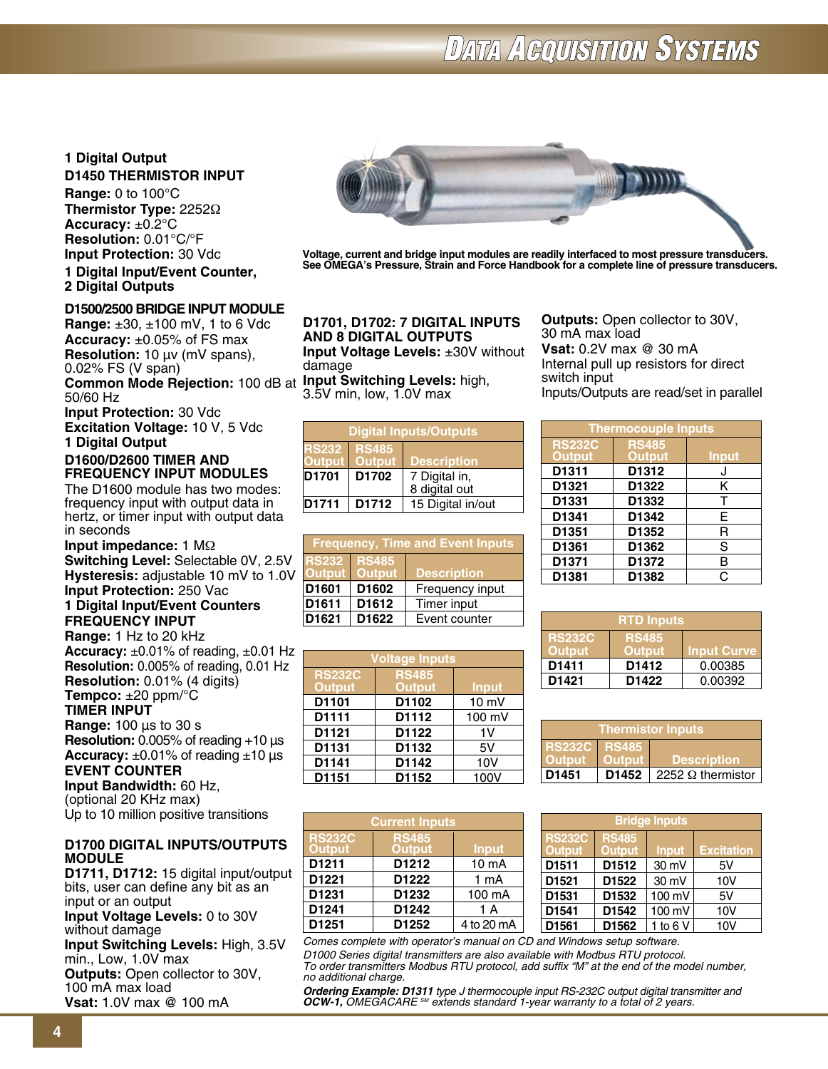1 Digital Output

**D1450 THERMISTOR INPUT**

**Range:** 0 to 100°C
**Thermistor Type:** 2252Ω
**Accuracy:** ±0.2°C
**Resolution:** 0.01°C/°F
**Input Protection:** 30 Vdc

**1 Digital Input/Event Counter, 2 Digital Outputs**

**D1500/2500 BRIDGE INPUT MODULE**

**Range:** ±30, ±100 mV, 1 to 6 Vdc
**Accuracy:** ±0.05% of FS max
**Resolution:** 10 µv (mV spans), 0.02% FS (V span)
**Common Mode Rejection:** 100 dB at 50/60 Hz
**Input Protection:** 30 Vdc
**Excitation Voltage:** 10 V, 5 Vdc
**1 Digital Output**

**D1600/D2600 TIMER AND FREQUENCY INPUT MODULES**

The D1600 module has two modes: frequency input with output data in hertz, or timer input with output data in seconds

**Input impedance:** 1 MΩ
**Switching Level:** Selectable 0V, 2.5V
**Hysteresis:** adjustable 10 mV to 1.0V
**Input Protection:** 250 Vac
**1 Digital Input/Event Counters**

**FREQUENCY INPUT**

**Range:** 1 Hz to 20 kHz
**Accuracy:** ±0.01% of reading, ±0.01 Hz
**Resolution:** 0.005% of reading, 0.01 Hz
**Resolution:** 0.01% (4 digits)
**Tempco:** ±20 ppm/°C

**TIMER INPUT**

**Range:** 100 µs to 30 s
**Resolution:** 0.005% of reading +10 µs
**Accuracy:** ±0.01% of reading ±10 µs

**EVENT COUNTER**

**Input Bandwidth:** 60 Hz, (optional 20 KHz max)
Up to 10 million positive transitions

**D1700 DIGITAL INPUTS/OUTPUTS MODULE**

**D1711, D1712:** 15 digital input/output bits, user can define any bit as an input or an output
**Input Voltage Levels:** 0 to 30V without damage
**Input Switching Levels:** High, 3.5V min., Low, 1.0V max
**Outputs:** Open collector to 30V, 100 mA max load
**Vsat:** 1.0V max @ 100 mA

**Voltage, current and bridge input modules are readily interfaced to most pressure transducers. See OMEGA's Pressure, Strain and Force Handbook for a complete line of pressure transducers.**

**D1701, D1702: 7 DIGITAL INPUTS AND 8 DIGITAL OUTPUTS**

**Input Voltage Levels:** ±30V without damage
**Input Switching Levels:** high, 3.5V min, low, 1.0V max
**Outputs:** Open collector to 30V, 30 mA max load
**Vsat:** 0.2V max @ 30 mA
Internal pull up resistors for direct switch input
Inputs/Outputs are read/set in parallel

| Digital Inputs/Outputs | | |
|---|---|---|
| RS232 Output | RS485 Output | Description |
| D1701 | D1702 | 7 Digital in, 8 digital out |
| D1711 | D1712 | 15 Digital in/out |

| Frequency, Time and Event Inputs | | |
|---|---|---|
| RS232 Output | RS485 Output | Description |
| D1601 | D1602 | Frequency input |
| D1611 | D1612 | Timer input |
| D1621 | D1622 | Event counter |

| Voltage Inputs | | |
|---|---|---|
| RS232C Output | RS485 Output | Input |
| D1101 | D1102 | 10 mV |
| D1111 | D1112 | 100 mV |
| D1121 | D1122 | 1V |
| D1131 | D1132 | 5V |
| D1141 | D1142 | 10V |
| D1151 | D1152 | 100V |

| Current Inputs | | |
|---|---|---|
| RS232C Output | RS485 Output | Input |
| D1211 | D1212 | 10 mA |
| D1221 | D1222 | 1 mA |
| D1231 | D1232 | 100 mA |
| D1241 | D1242 | 1 A |
| D1251 | D1252 | 4 to 20 mA |

| Thermocouple Inputs | | |
|---|---|---|
| RS232C Output | RS485 Output | Input |
| D1311 | D1312 | J |
| D1321 | D1322 | K |
| D1331 | D1332 | T |
| D1341 | D1342 | E |
| D1351 | D1352 | R |
| D1361 | D1362 | S |
| D1371 | D1372 | B |
| D1381 | D1382 | C |

| RTD Inputs | | |
|---|---|---|
| RS232C Output | RS485 Output | Input Curve |
| D1411 | D1412 | 0.00385 |
| D1421 | D1422 | 0.00392 |

| Thermistor Inputs | | |
|---|---|---|
| RS232C Output | RS485 Output | Description |
| D1451 | D1452 | 2252 Ω thermistor |

| Bridge Inputs | | | |
|---|---|---|---|
| RS232C Output | RS485 Output | Input | Excitation |
| D1511 | D1512 | 30 mV | 5V |
| D1521 | D1522 | 30 mV | 10V |
| D1531 | D1532 | 100 mV | 5V |
| D1541 | D1542 | 100 mV | 10V |
| D1561 | D1562 | 1 to 6 V | 10V |

*Comes complete with operator's manual on CD and Windows setup software.*
*D1000 Series digital transmitters are also available with Modbus RTU protocol.*
*To order transmitters Modbus RTU protocol, add suffix "M" at the end of the model number, no additional charge.*

***Ordering Example: D1311** type J thermocouple input RS-232C output digital transmitter and **OCW-1,** OMEGACARE SM extends standard 1-year warranty to a total of 2 years.*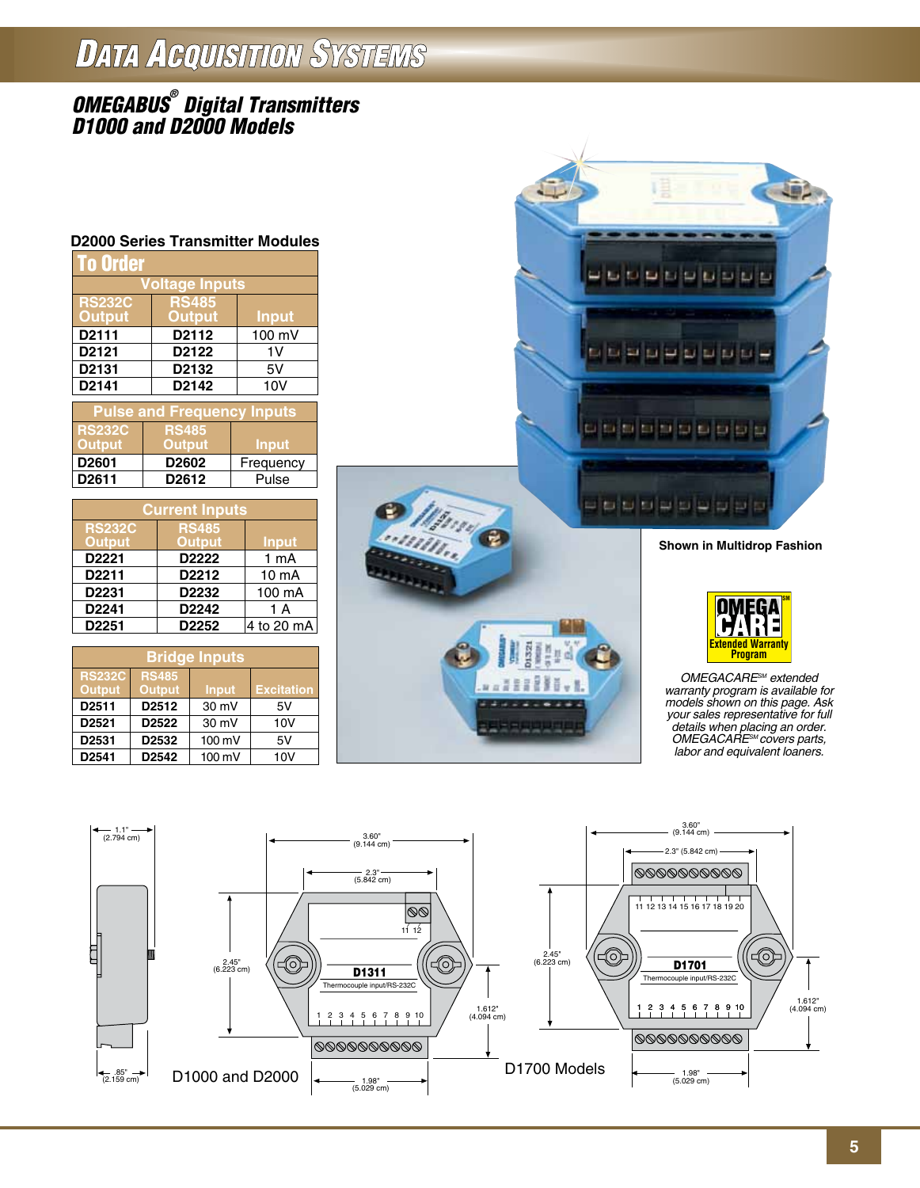# Data Acquisition Systems

## OMEGABUS® Digital Transmitters D1000 and D2000 Models

### D2000 Series Transmitter Modules

**To Order**

| Voltage Inputs | | |
|---|---|---|
| **RS232C Output** | **RS485 Output** | **Input** |
| D2111 | D2112 | 100 mV |
| D2121 | D2122 | 1V |
| D2131 | D2132 | 5V |
| D2141 | D2142 | 10V |

| Pulse and Frequency Inputs | | |
|---|---|---|
| **RS232C Output** | **RS485 Output** | **Input** |
| D2601 | D2602 | Frequency |
| D2611 | D2612 | Pulse |

| Current Inputs | | |
|---|---|---|
| **RS232C Output** | **RS485 Output** | **Input** |
| D2221 | D2222 | 1 mA |
| D2211 | D2212 | 10 mA |
| D2231 | D2232 | 100 mA |
| D2241 | D2242 | 1 A |
| D2251 | D2252 | 4 to 20 mA |

| Bridge Inputs | | | |
|---|---|---|---|
| **RS232C Output** | **RS485 Output** | **Input** | **Excitation** |
| D2511 | D2512 | 30 mV | 5V |
| D2521 | D2522 | 30 mV | 10V |
| D2531 | D2532 | 100 mV | 5V |
| D2541 | D2542 | 100 mV | 10V |

Shown in Multidrop Fashion

OMEGA CARE℠ Extended Warranty Program

*OMEGACARE℠ extended warranty program is available for models shown on this page. Ask your sales representative for full details when placing an order. OMEGACARE℠ covers parts, labor and equivalent loaners.*

1.1" (2.794 cm)
.85" (2.159 cm)

3.60" (9.144 cm)
2.3" (5.842 cm)
11 12
2.45" (6.223 cm)
D1311
Thermocouple input/RS-232C
1 2 3 4 5 6 7 8 9 10
1.612" (4.094 cm)
1.98" (5.029 cm)

D1000 and D2000

3.60" (9.144 cm)
2.3" (5.842 cm)
11 12 13 14 15 16 17 18 19 20
2.45" (6.223 cm)
D1701
Thermocouple input/RS-232C
1 2 3 4 5 6 7 8 9 10
1.612" (4.094 cm)
1.98" (5.029 cm)

D1700 Models